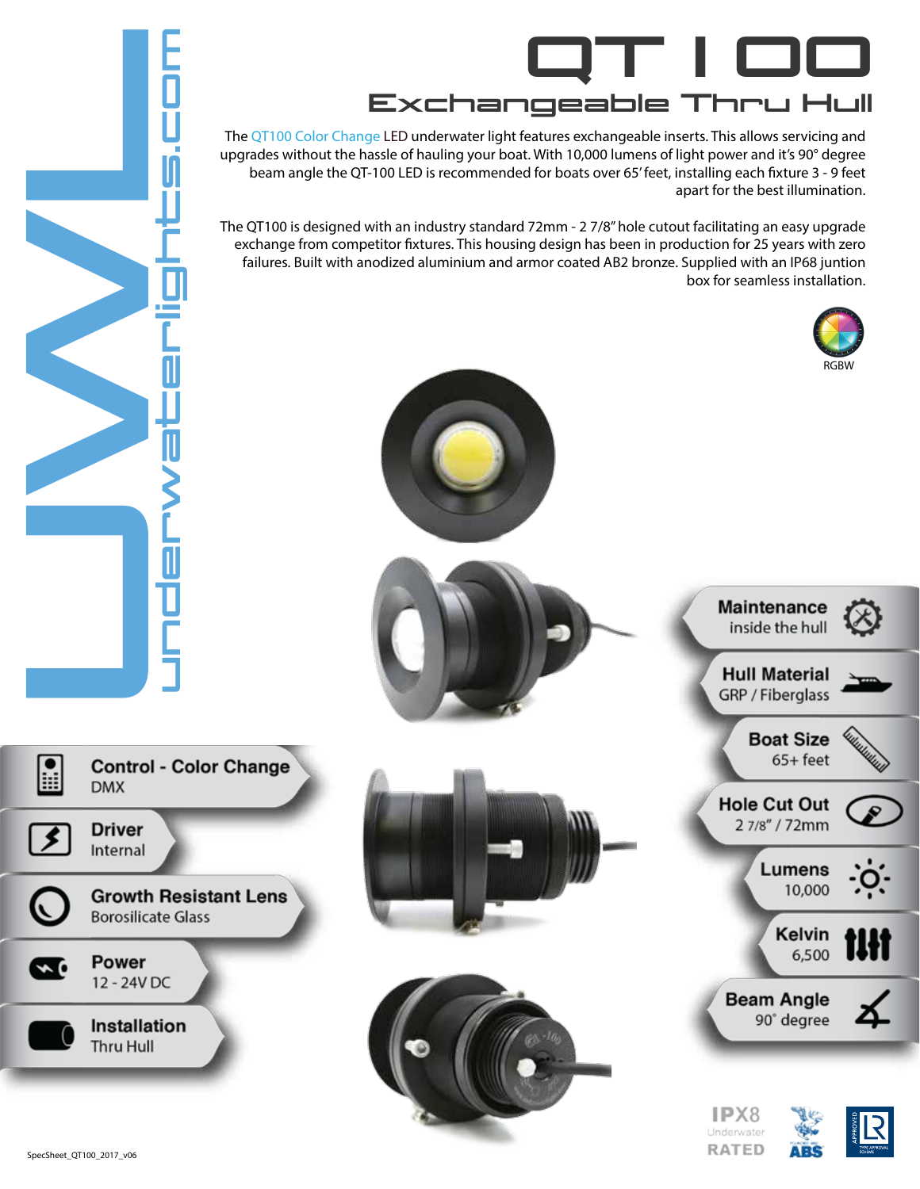# QT100

## Exchangeable Thru Hull

The QT100 Color Change LED underwater light features exchangeable inserts. This allows servicing and upgrades without the hassle of hauling your boat. With 10,000 lumens of light power and it's 90° degree beam angle the QT-100 LED is recommended for boats over 65' feet, installing each fixture 3 - 9 feet apart for the best illumination.

The QT100 is designed with an industry standard 72mm - 2 7/8" hole cutout facilitating an easy upgrade exchange from competitor fixtures. This housing design has been in production for 25 years with zero failures. Built with anodized aluminium and armor coated AB2 bronze. Supplied with an IP68 juntion box for seamless installation.

RGBW

UWL underwaterlights.com

**Control - Color Change**
DMX

**Driver**
Internal

**Growth Resistant Lens**
Borosilicate Glass

**Power**
12 - 24V DC

**Installation**
Thru Hull

**Maintenance**
inside the hull

**Hull Material**
GRP / Fiberglass

**Boat Size**
65+ feet

**Hole Cut Out**
2 7/8" / 72mm

**Lumens**
10,000

**Kelvin**
6,500

**Beam Angle**
90° degree

IPX8 Underwater RATED

ABS

LR APPROVED TYPE APPROVAL SCHEME

SpecSheet_QT100_2017_v06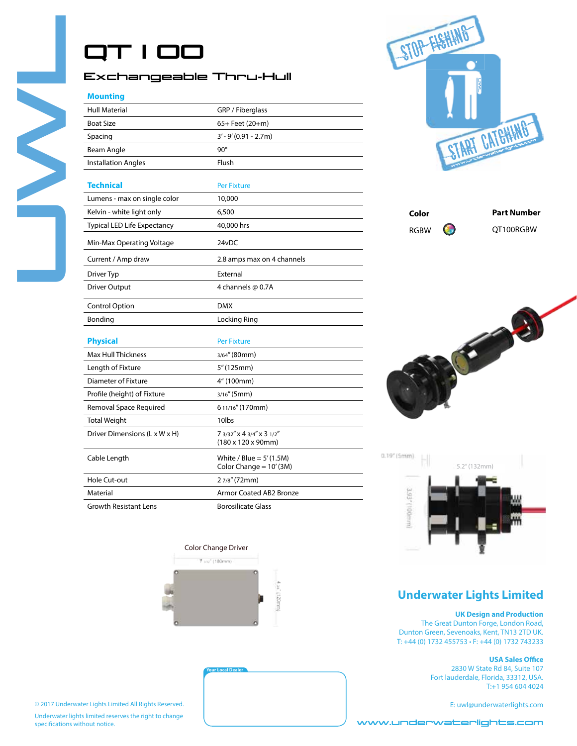# QT 100

## Exchangeable Thru-Hull

| Mounting | |
|---|---|
| Hull Material | GRP / Fiberglass |
| Boat Size | 65+ Feet (20+m) |
| Spacing | 3' - 9' (0.91 - 2.7m) |
| Beam Angle | 90° |
| Installation Angles | Flush |

| Technical | Per Fixture |
|---|---|
| Lumens - max on single color | 10,000 |
| Kelvin - white light only | 6,500 |
| Typical LED Life Expectancy | 40,000 hrs |
| Min-Max Operating Voltage | 24vDC |
| Current / Amp draw | 2.8 amps max on 4 channels |
| Driver Typ | External |
| Driver Output | 4 channels @ 0.7A |
| Control Option | DMX |
| Bonding | Locking Ring |

| Physical | Per Fixture |
|---|---|
| Max Hull Thickness | 3/64" (80mm) |
| Length of Fixture | 5" (125mm) |
| Diameter of Fixture | 4" (100mm) |
| Profile (height) of Fixture | 3/16" (5mm) |
| Removal Space Required | 6 11/16" (170mm) |
| Total Weight | 10lbs |
| Driver Dimensions (L x W x H) | 7 3/32" x 4 3/4" x 3 1/2" (180 x 120 x 90mm) |
| Cable Length | White / Blue = 5' (1.5M) Color Change = 10' (3M) |
| Hole Cut-out | 2 7/8" (72mm) |
| Material | Armor Coated AB2 Bronze |
| Growth Resistant Lens | Borosilicate Glass |

STOP FISHING START CATCHING

www.underwaterlights.com

| Color | Part Number |
|---|---|
| RGBW | QT100RGBW |

0.19" (5mm)

5.2" (132mm)

3.93" (100mm)

Color Change Driver

7 3/32" (180mm)

4 3/4" (120mm)

## Underwater Lights Limited

**UK Design and Production**
The Great Dunton Forge, London Road,
Dunton Green, Sevenoaks, Kent, TN13 2TD UK.
T: +44 (0) 1732 455753 • F: +44 (0) 1732 743233

**USA Sales Office**
2830 W State Rd 84, Suite 107
Fort lauderdale, Florida, 33312, USA.
T:+1 954 604 4024

E: uwl@underwaterlights.com

Your Local Dealer

www.underwaterlights.com

© 2017 Underwater Lights Limited All Rights Reserved.

Underwater lights limited reserves the right to change specifications without notice.